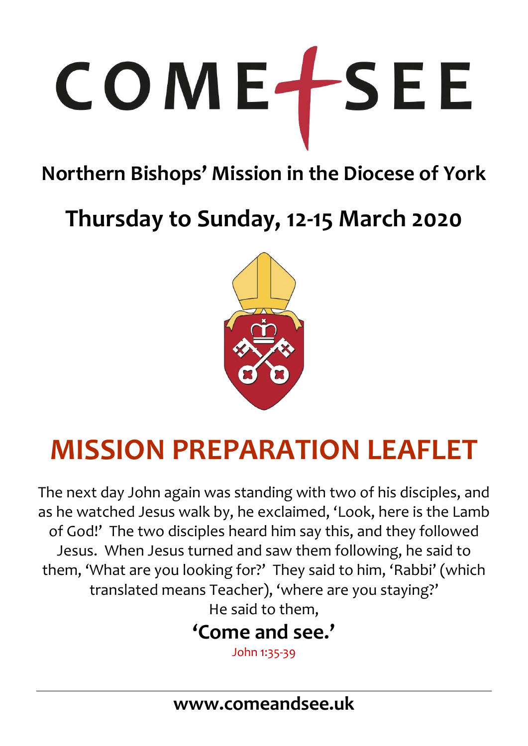# COME + SEE

## Northern Bishops' Mission in the Diocese of York

## Thursday to Sunday, 12-15 March 2020

# MISSION PREPARATION LEAFLET

The next day John again was standing with two of his disciples, and as he watched Jesus walk by, he exclaimed, 'Look, here is the Lamb of God!' The two disciples heard him say this, and they followed Jesus. When Jesus turned and saw them following, he said to them, 'What are you looking for?' They said to him, 'Rabbi' (which translated means Teacher), 'where are you staying?' He said to them,

**'Come and see.'**

John 1:35-39

---

**www.comeandsee.uk**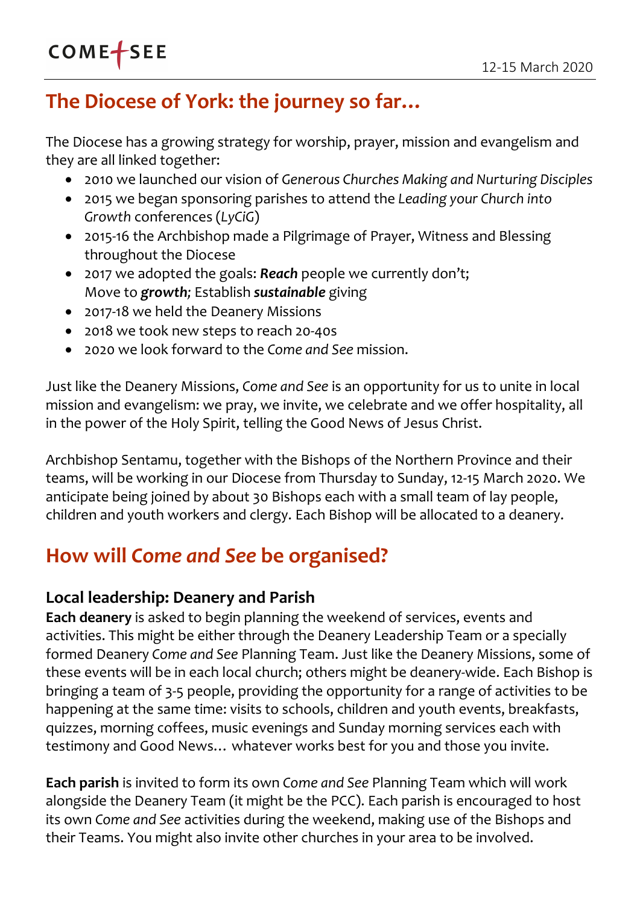## The Diocese of York: the journey so far…

The Diocese has a growing strategy for worship, prayer, mission and evangelism and they are all linked together:

- 2010 we launched our vision of *Generous Churches Making and Nurturing Disciples*
- 2015 we began sponsoring parishes to attend the *Leading your Church into Growth* conferences (*LyCiG*)
- 2015-16 the Archbishop made a Pilgrimage of Prayer, Witness and Blessing throughout the Diocese
- 2017 we adopted the goals: ***Reach*** people we currently don't; Move to ***growth****;* Establish ***sustainable*** giving
- 2017-18 we held the Deanery Missions
- 2018 we took new steps to reach 20-40s
- 2020 we look forward to the *Come and See* mission.

Just like the Deanery Missions, *Come and See* is an opportunity for us to unite in local mission and evangelism: we pray, we invite, we celebrate and we offer hospitality, all in the power of the Holy Spirit, telling the Good News of Jesus Christ.

Archbishop Sentamu, together with the Bishops of the Northern Province and their teams, will be working in our Diocese from Thursday to Sunday, 12-15 March 2020. We anticipate being joined by about 30 Bishops each with a small team of lay people, children and youth workers and clergy. Each Bishop will be allocated to a deanery.

## How will *Come and See* be organised?

### Local leadership: Deanery and Parish

**Each deanery** is asked to begin planning the weekend of services, events and activities. This might be either through the Deanery Leadership Team or a specially formed Deanery *Come and See* Planning Team. Just like the Deanery Missions, some of these events will be in each local church; others might be deanery-wide. Each Bishop is bringing a team of 3-5 people, providing the opportunity for a range of activities to be happening at the same time: visits to schools, children and youth events, breakfasts, quizzes, morning coffees, music evenings and Sunday morning services each with testimony and Good News… whatever works best for you and those you invite.

**Each parish** is invited to form its own *Come and See* Planning Team which will work alongside the Deanery Team (it might be the PCC). Each parish is encouraged to host its own *Come and See* activities during the weekend, making use of the Bishops and their Teams. You might also invite other churches in your area to be involved.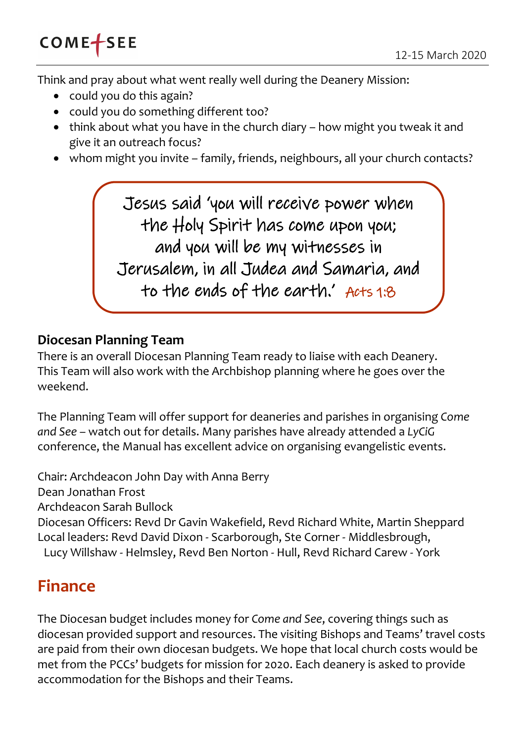Think and pray about what went really well during the Deanery Mission:

- could you do this again?
- could you do something different too?
- think about what you have in the church diary – how might you tweak it and give it an outreach focus?
- whom might you invite – family, friends, neighbours, all your church contacts?

> Jesus said 'you will receive power when the Holy Spirit has come upon you; and you will be my witnesses in Jerusalem, in all Judea and Samaria, and to the ends of the earth.' Acts 1:8

### Diocesan Planning Team

There is an overall Diocesan Planning Team ready to liaise with each Deanery. This Team will also work with the Archbishop planning where he goes over the weekend.

The Planning Team will offer support for deaneries and parishes in organising *Come and See* – watch out for details. Many parishes have already attended a *LyCiG* conference, the Manual has excellent advice on organising evangelistic events.

Chair: Archdeacon John Day with Anna Berry
Dean Jonathan Frost
Archdeacon Sarah Bullock
Diocesan Officers: Revd Dr Gavin Wakefield, Revd Richard White, Martin Sheppard
Local leaders: Revd David Dixon - Scarborough, Ste Corner - Middlesbrough, Lucy Willshaw - Helmsley, Revd Ben Norton - Hull, Revd Richard Carew - York

## Finance

The Diocesan budget includes money for *Come and See*, covering things such as diocesan provided support and resources. The visiting Bishops and Teams' travel costs are paid from their own diocesan budgets. We hope that local church costs would be met from the PCCs' budgets for mission for 2020. Each deanery is asked to provide accommodation for the Bishops and their Teams.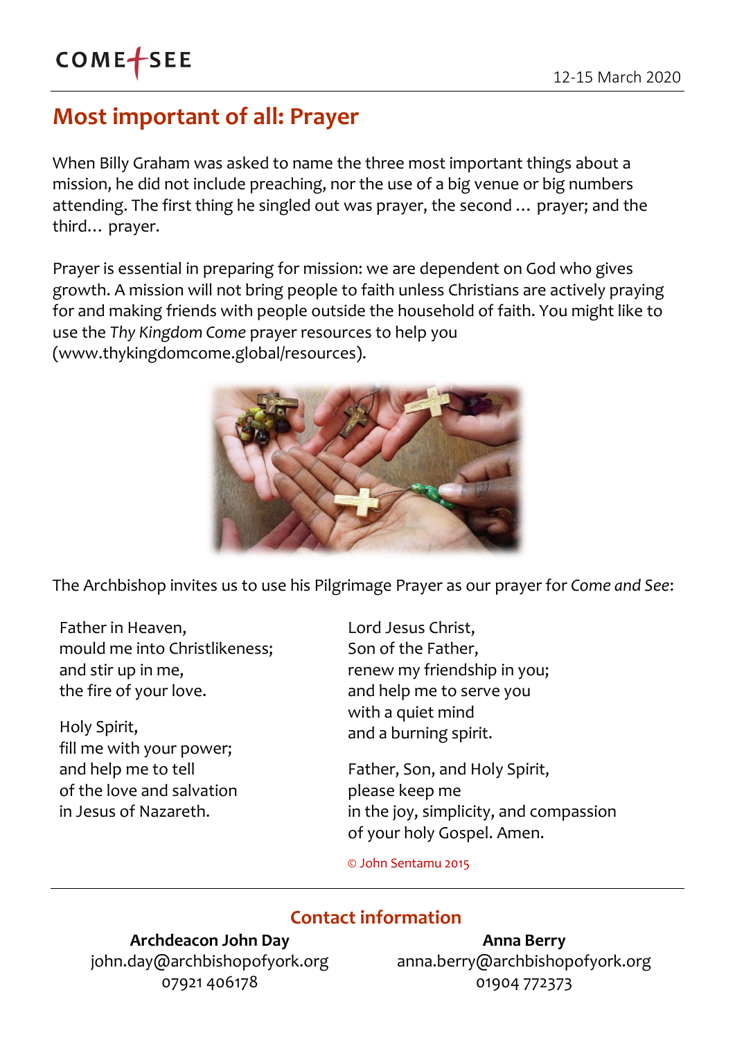# Most important of all: Prayer

When Billy Graham was asked to name the three most important things about a mission, he did not include preaching, nor the use of a big venue or big numbers attending. The first thing he singled out was prayer, the second … prayer; and the third… prayer.

Prayer is essential in preparing for mission: we are dependent on God who gives growth. A mission will not bring people to faith unless Christians are actively praying for and making friends with people outside the household of faith. You might like to use the *Thy Kingdom Come* prayer resources to help you (www.thykingdomcome.global/resources).

The Archbishop invites us to use his Pilgrimage Prayer as our prayer for *Come and See*:

Father in Heaven,
mould me into Christlikeness;
and stir up in me,
the fire of your love.

Holy Spirit,
fill me with your power;
and help me to tell
of the love and salvation
in Jesus of Nazareth.

Lord Jesus Christ,
Son of the Father,
renew my friendship in you;
and help me to serve you
with a quiet mind
and a burning spirit.

Father, Son, and Holy Spirit,
please keep me
in the joy, simplicity, and compassion
of your holy Gospel. Amen.

© John Sentamu 2015

## Contact information

**Archdeacon John Day**
john.day@archbishopofyork.org
07921 406178

**Anna Berry**
anna.berry@archbishopofyork.org
01904 772373